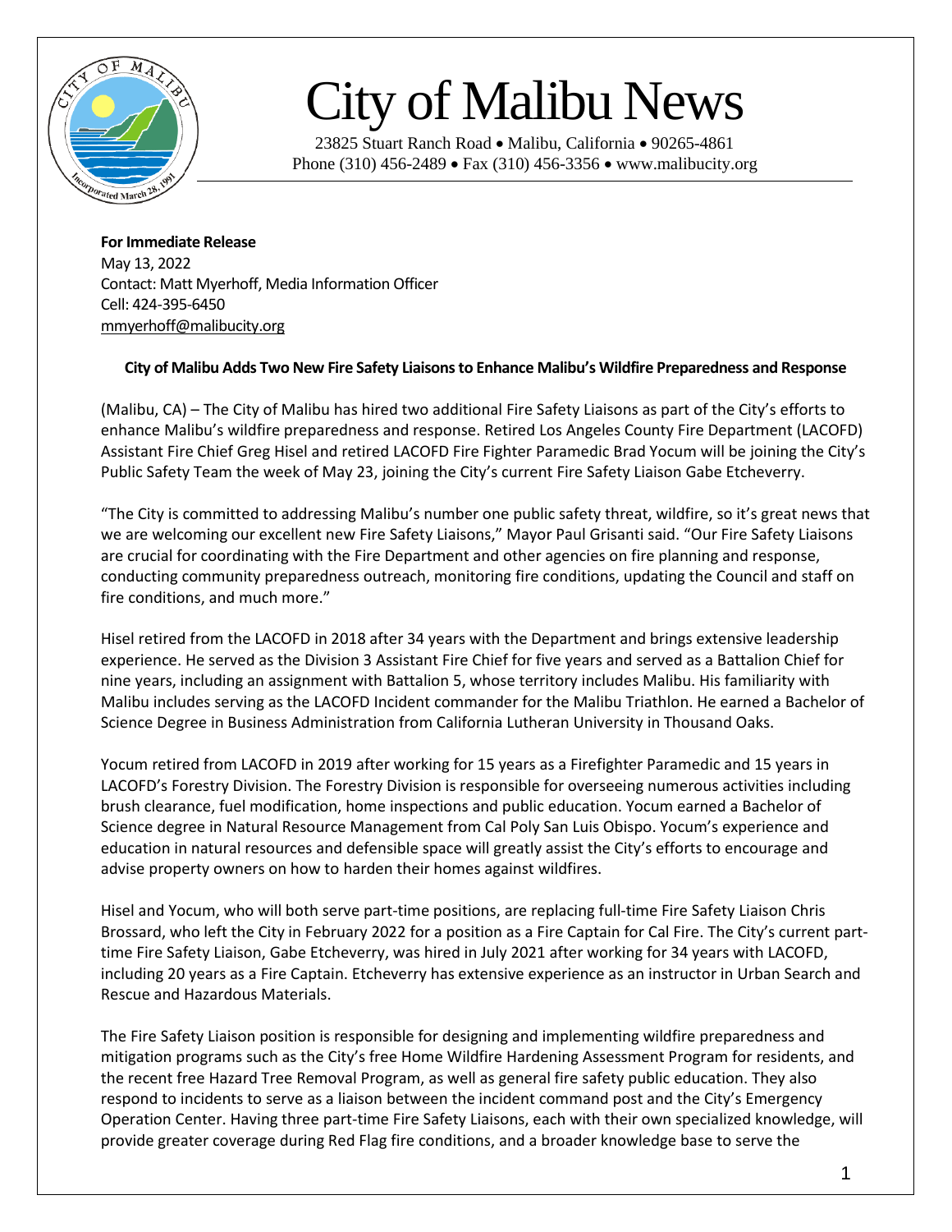# City of Malibu News

23825 Stuart Ranch Road • Malibu, California • 90265-4861
Phone (310) 456-2489 • Fax (310) 456-3356 • www.malibucity.org

**For Immediate Release**
May 13, 2022
Contact: Matt Myerhoff, Media Information Officer
Cell: 424-395-6450
mmyerhoff@malibucity.org

**City of Malibu Adds Two New Fire Safety Liaisons to Enhance Malibu's Wildfire Preparedness and Response**

(Malibu, CA) – The City of Malibu has hired two additional Fire Safety Liaisons as part of the City's efforts to enhance Malibu's wildfire preparedness and response. Retired Los Angeles County Fire Department (LACOFD) Assistant Fire Chief Greg Hisel and retired LACOFD Fire Fighter Paramedic Brad Yocum will be joining the City's Public Safety Team the week of May 23, joining the City's current Fire Safety Liaison Gabe Etcheverry.

"The City is committed to addressing Malibu's number one public safety threat, wildfire, so it's great news that we are welcoming our excellent new Fire Safety Liaisons," Mayor Paul Grisanti said. "Our Fire Safety Liaisons are crucial for coordinating with the Fire Department and other agencies on fire planning and response, conducting community preparedness outreach, monitoring fire conditions, updating the Council and staff on fire conditions, and much more."

Hisel retired from the LACOFD in 2018 after 34 years with the Department and brings extensive leadership experience. He served as the Division 3 Assistant Fire Chief for five years and served as a Battalion Chief for nine years, including an assignment with Battalion 5, whose territory includes Malibu. His familiarity with Malibu includes serving as the LACOFD Incident commander for the Malibu Triathlon. He earned a Bachelor of Science Degree in Business Administration from California Lutheran University in Thousand Oaks.

Yocum retired from LACOFD in 2019 after working for 15 years as a Firefighter Paramedic and 15 years in LACOFD's Forestry Division. The Forestry Division is responsible for overseeing numerous activities including brush clearance, fuel modification, home inspections and public education. Yocum earned a Bachelor of Science degree in Natural Resource Management from Cal Poly San Luis Obispo. Yocum's experience and education in natural resources and defensible space will greatly assist the City's efforts to encourage and advise property owners on how to harden their homes against wildfires.

Hisel and Yocum, who will both serve part-time positions, are replacing full-time Fire Safety Liaison Chris Brossard, who left the City in February 2022 for a position as a Fire Captain for Cal Fire. The City's current part-time Fire Safety Liaison, Gabe Etcheverry, was hired in July 2021 after working for 34 years with LACOFD, including 20 years as a Fire Captain. Etcheverry has extensive experience as an instructor in Urban Search and Rescue and Hazardous Materials.

The Fire Safety Liaison position is responsible for designing and implementing wildfire preparedness and mitigation programs such as the City's free Home Wildfire Hardening Assessment Program for residents, and the recent free Hazard Tree Removal Program, as well as general fire safety public education. They also respond to incidents to serve as a liaison between the incident command post and the City's Emergency Operation Center. Having three part-time Fire Safety Liaisons, each with their own specialized knowledge, will provide greater coverage during Red Flag fire conditions, and a broader knowledge base to serve the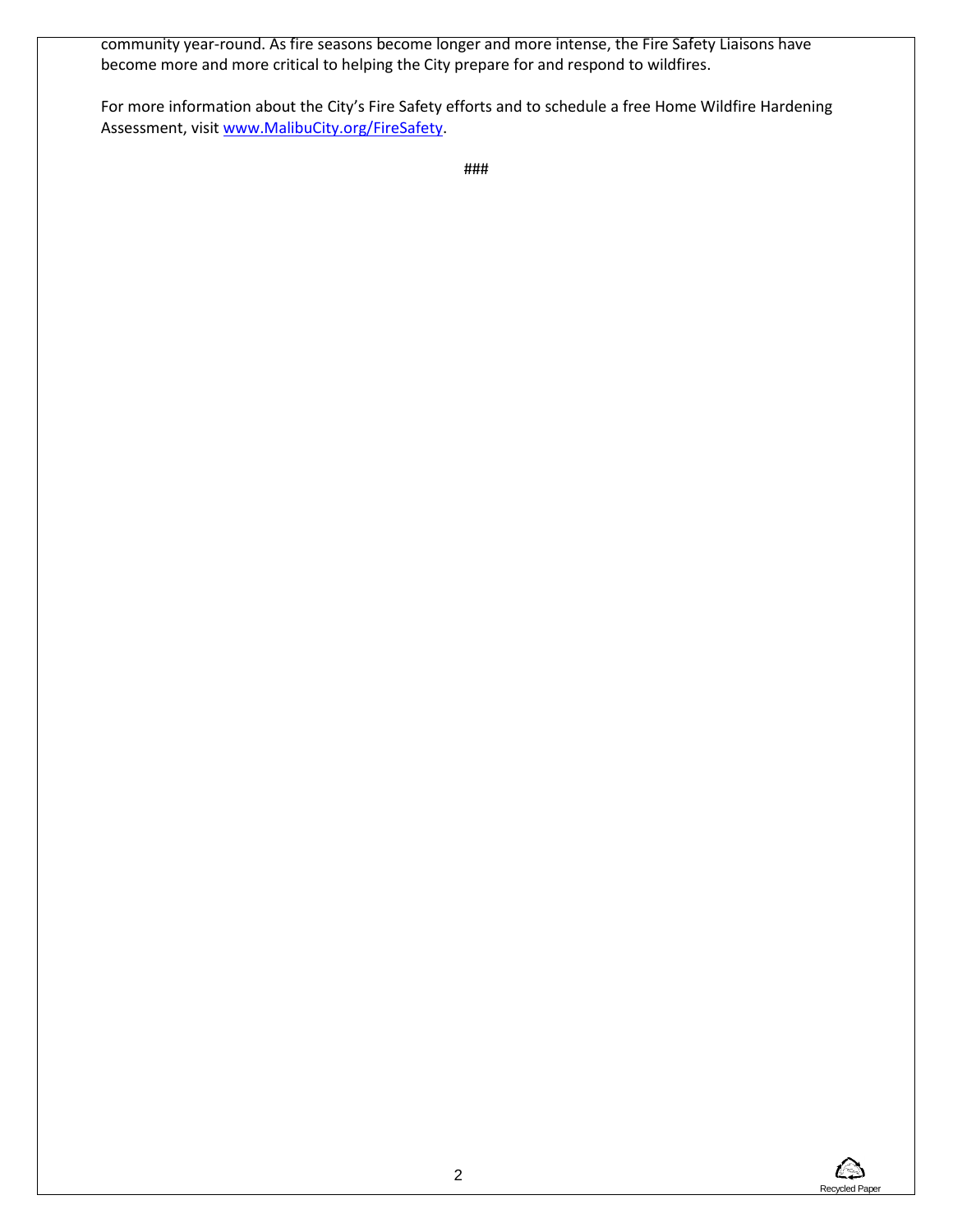community year-round. As fire seasons become longer and more intense, the Fire Safety Liaisons have become more and more critical to helping the City prepare for and respond to wildfires.

For more information about the City's Fire Safety efforts and to schedule a free Home Wildfire Hardening Assessment, visit [www.MalibuCity.org/FireSafety](http://www.MalibuCity.org/FireSafety).

###

Recycled Paper